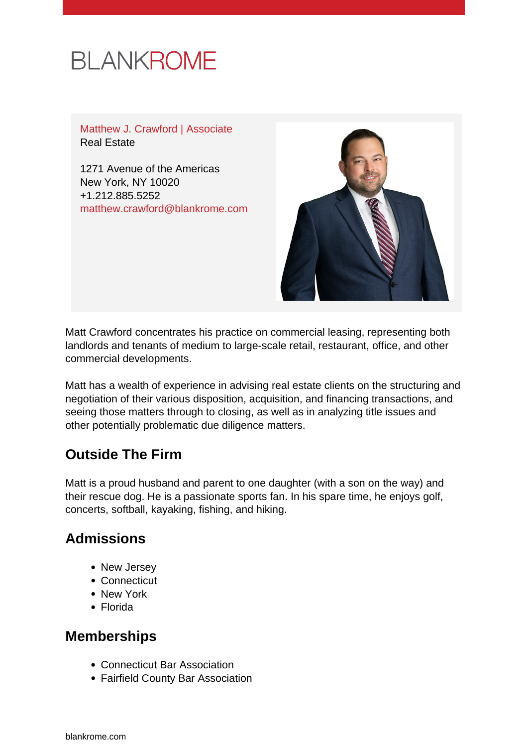BLANKROME

Matthew J. Crawford | Associate
Real Estate

1271 Avenue of the Americas
New York, NY 10020
+1.212.885.5252
matthew.crawford@blankrome.com

Matt Crawford concentrates his practice on commercial leasing, representing both landlords and tenants of medium to large-scale retail, restaurant, office, and other commercial developments.

Matt has a wealth of experience in advising real estate clients on the structuring and negotiation of their various disposition, acquisition, and financing transactions, and seeing those matters through to closing, as well as in analyzing title issues and other potentially problematic due diligence matters.

## Outside The Firm

Matt is a proud husband and parent to one daughter (with a son on the way) and their rescue dog. He is a passionate sports fan. In his spare time, he enjoys golf, concerts, softball, kayaking, fishing, and hiking.

## Admissions

- New Jersey
- Connecticut
- New York
- Florida

## Memberships

- Connecticut Bar Association
- Fairfield County Bar Association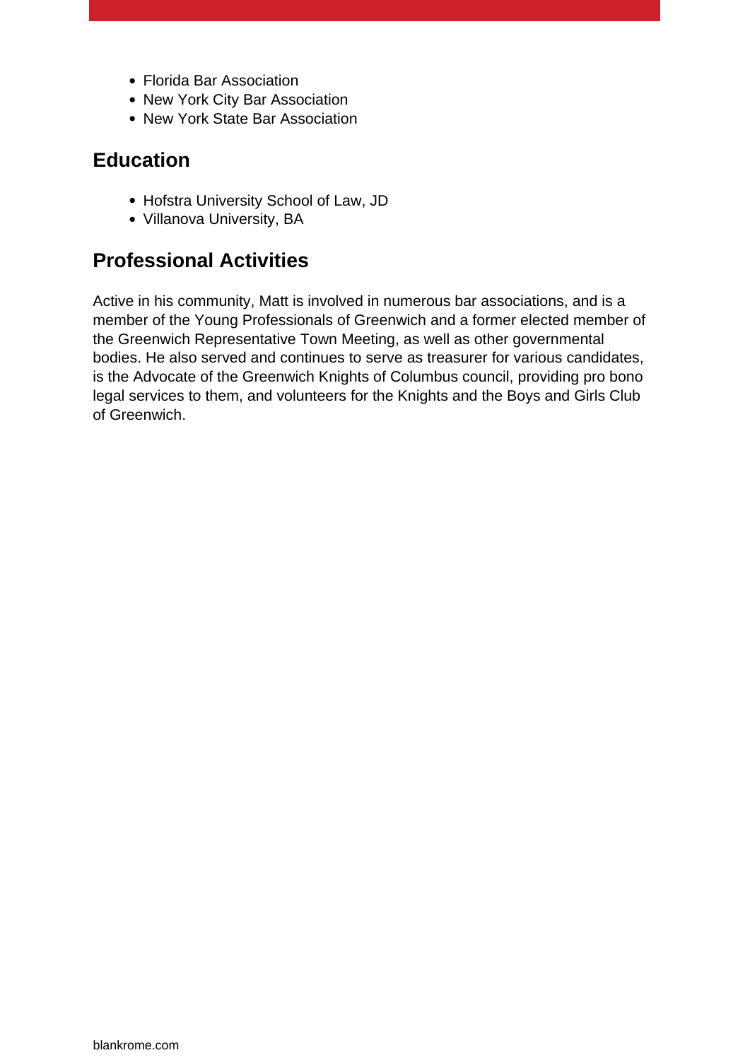- Florida Bar Association
- New York City Bar Association
- New York State Bar Association

## Education

- Hofstra University School of Law, JD
- Villanova University, BA

## Professional Activities

Active in his community, Matt is involved in numerous bar associations, and is a member of the Young Professionals of Greenwich and a former elected member of the Greenwich Representative Town Meeting, as well as other governmental bodies. He also served and continues to serve as treasurer for various candidates, is the Advocate of the Greenwich Knights of Columbus council, providing pro bono legal services to them, and volunteers for the Knights and the Boys and Girls Club of Greenwich.